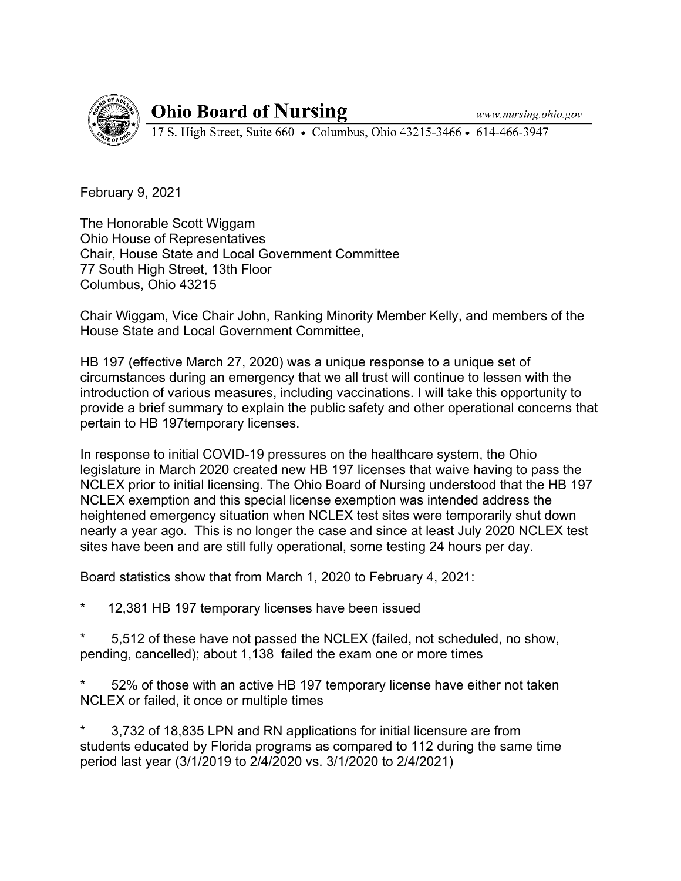# Ohio Board of Nursing

www.nursing.ohio.gov

17 S. High Street, Suite 660 • Columbus, Ohio 43215-3466 • 614-466-3947

February 9, 2021

The Honorable Scott Wiggam
Ohio House of Representatives
Chair, House State and Local Government Committee
77 South High Street, 13th Floor
Columbus, Ohio 43215

Chair Wiggam, Vice Chair John, Ranking Minority Member Kelly, and members of the House State and Local Government Committee,

HB 197 (effective March 27, 2020) was a unique response to a unique set of circumstances during an emergency that we all trust will continue to lessen with the introduction of various measures, including vaccinations. I will take this opportunity to provide a brief summary to explain the public safety and other operational concerns that pertain to HB 197temporary licenses.

In response to initial COVID-19 pressures on the healthcare system, the Ohio legislature in March 2020 created new HB 197 licenses that waive having to pass the NCLEX prior to initial licensing. The Ohio Board of Nursing understood that the HB 197 NCLEX exemption and this special license exemption was intended address the heightened emergency situation when NCLEX test sites were temporarily shut down nearly a year ago. This is no longer the case and since at least July 2020 NCLEX test sites have been and are still fully operational, some testing 24 hours per day.

Board statistics show that from March 1, 2020 to February 4, 2021:

* 12,381 HB 197 temporary licenses have been issued

* 5,512 of these have not passed the NCLEX (failed, not scheduled, no show, pending, cancelled); about 1,138 failed the exam one or more times

* 52% of those with an active HB 197 temporary license have either not taken NCLEX or failed, it once or multiple times

* 3,732 of 18,835 LPN and RN applications for initial licensure are from students educated by Florida programs as compared to 112 during the same time period last year (3/1/2019 to 2/4/2020 vs. 3/1/2020 to 2/4/2021)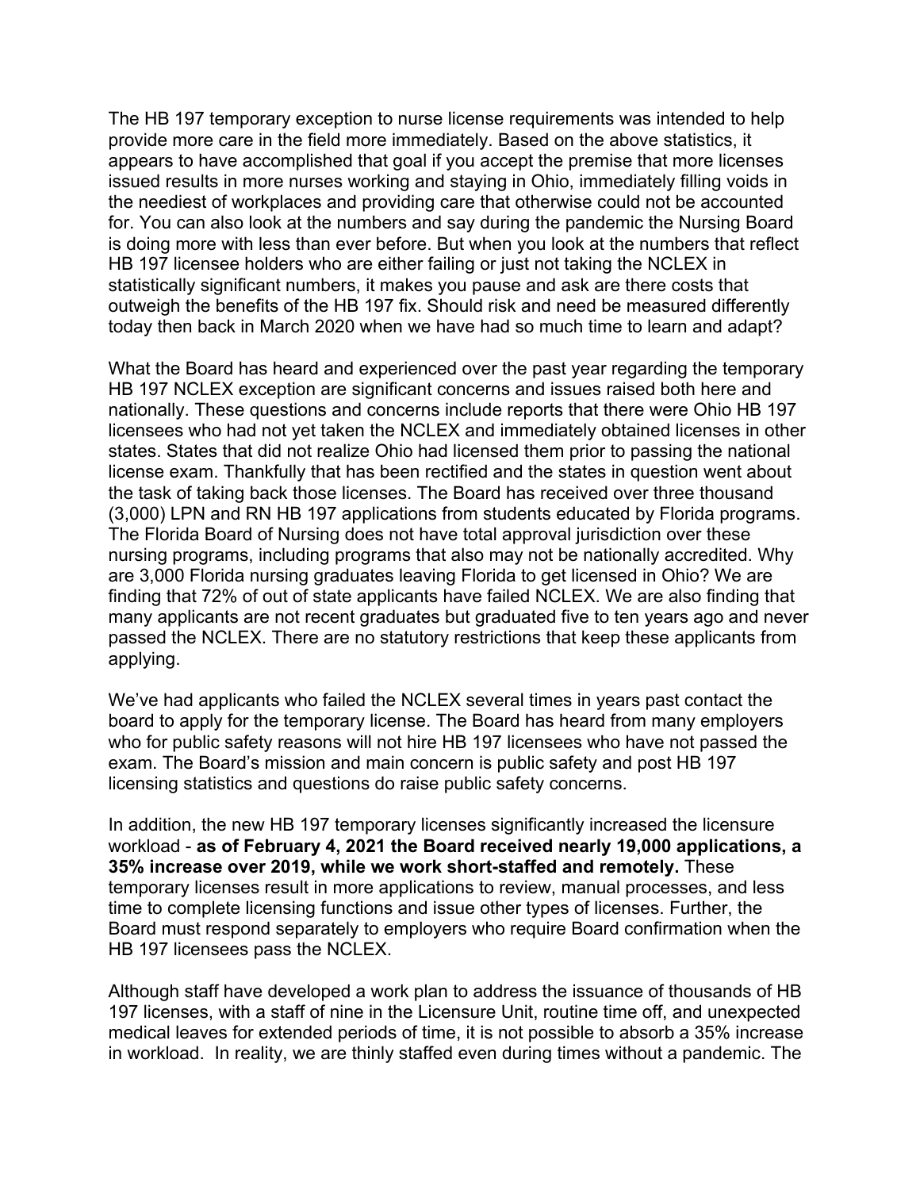The HB 197 temporary exception to nurse license requirements was intended to help provide more care in the field more immediately. Based on the above statistics, it appears to have accomplished that goal if you accept the premise that more licenses issued results in more nurses working and staying in Ohio, immediately filling voids in the neediest of workplaces and providing care that otherwise could not be accounted for. You can also look at the numbers and say during the pandemic the Nursing Board is doing more with less than ever before. But when you look at the numbers that reflect HB 197 licensee holders who are either failing or just not taking the NCLEX in statistically significant numbers, it makes you pause and ask are there costs that outweigh the benefits of the HB 197 fix. Should risk and need be measured differently today then back in March 2020 when we have had so much time to learn and adapt?

What the Board has heard and experienced over the past year regarding the temporary HB 197 NCLEX exception are significant concerns and issues raised both here and nationally. These questions and concerns include reports that there were Ohio HB 197 licensees who had not yet taken the NCLEX and immediately obtained licenses in other states. States that did not realize Ohio had licensed them prior to passing the national license exam. Thankfully that has been rectified and the states in question went about the task of taking back those licenses. The Board has received over three thousand (3,000) LPN and RN HB 197 applications from students educated by Florida programs. The Florida Board of Nursing does not have total approval jurisdiction over these nursing programs, including programs that also may not be nationally accredited. Why are 3,000 Florida nursing graduates leaving Florida to get licensed in Ohio? We are finding that 72% of out of state applicants have failed NCLEX. We are also finding that many applicants are not recent graduates but graduated five to ten years ago and never passed the NCLEX. There are no statutory restrictions that keep these applicants from applying.

We've had applicants who failed the NCLEX several times in years past contact the board to apply for the temporary license. The Board has heard from many employers who for public safety reasons will not hire HB 197 licensees who have not passed the exam. The Board's mission and main concern is public safety and post HB 197 licensing statistics and questions do raise public safety concerns.

In addition, the new HB 197 temporary licenses significantly increased the licensure workload - **as of February 4, 2021 the Board received nearly 19,000 applications, a 35% increase over 2019, while we work short-staffed and remotely.** These temporary licenses result in more applications to review, manual processes, and less time to complete licensing functions and issue other types of licenses. Further, the Board must respond separately to employers who require Board confirmation when the HB 197 licensees pass the NCLEX.

Although staff have developed a work plan to address the issuance of thousands of HB 197 licenses, with a staff of nine in the Licensure Unit, routine time off, and unexpected medical leaves for extended periods of time, it is not possible to absorb a 35% increase in workload. In reality, we are thinly staffed even during times without a pandemic. The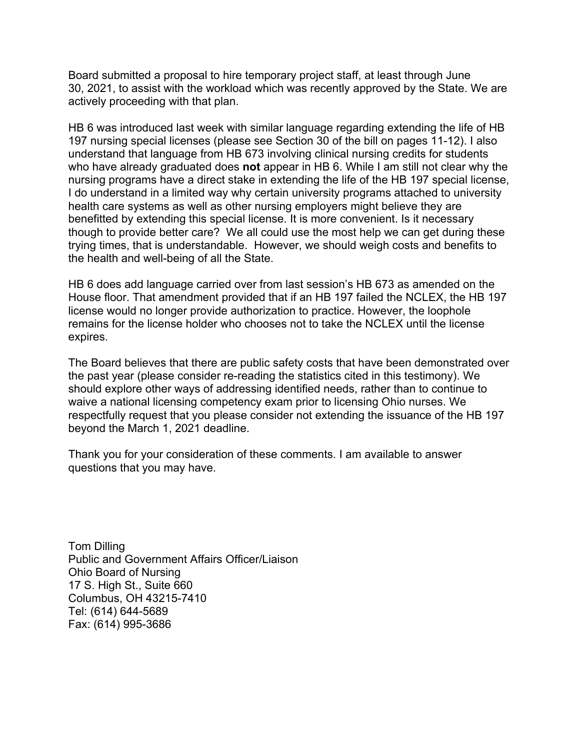Board submitted a proposal to hire temporary project staff, at least through June 30, 2021, to assist with the workload which was recently approved by the State. We are actively proceeding with that plan.

HB 6 was introduced last week with similar language regarding extending the life of HB 197 nursing special licenses (please see Section 30 of the bill on pages 11-12). I also understand that language from HB 673 involving clinical nursing credits for students who have already graduated does **not** appear in HB 6. While I am still not clear why the nursing programs have a direct stake in extending the life of the HB 197 special license, I do understand in a limited way why certain university programs attached to university health care systems as well as other nursing employers might believe they are benefitted by extending this special license. It is more convenient. Is it necessary though to provide better care? We all could use the most help we can get during these trying times, that is understandable. However, we should weigh costs and benefits to the health and well-being of all the State.

HB 6 does add language carried over from last session's HB 673 as amended on the House floor. That amendment provided that if an HB 197 failed the NCLEX, the HB 197 license would no longer provide authorization to practice. However, the loophole remains for the license holder who chooses not to take the NCLEX until the license expires.

The Board believes that there are public safety costs that have been demonstrated over the past year (please consider re-reading the statistics cited in this testimony). We should explore other ways of addressing identified needs, rather than to continue to waive a national licensing competency exam prior to licensing Ohio nurses. We respectfully request that you please consider not extending the issuance of the HB 197 beyond the March 1, 2021 deadline.

Thank you for your consideration of these comments. I am available to answer questions that you may have.

Tom Dilling
Public and Government Affairs Officer/Liaison
Ohio Board of Nursing
17 S. High St., Suite 660
Columbus, OH 43215-7410
Tel: (614) 644-5689
Fax: (614) 995-3686